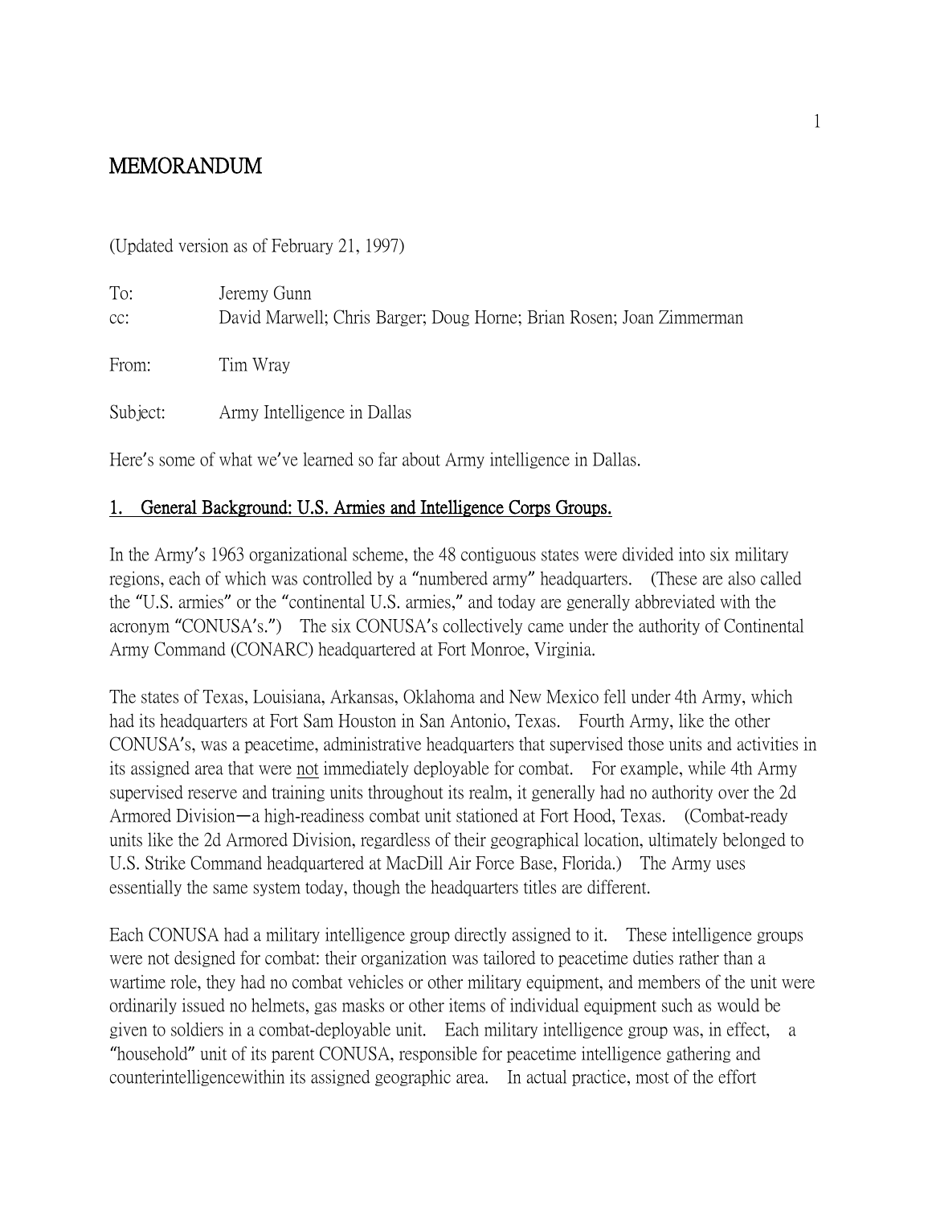# MEMORANDUM

(Updated version as of February 21, 1997)

To: Jeremy Gunn
cc: David Marwell; Chris Barger; Doug Horne; Brian Rosen; Joan Zimmerman

From: Tim Wray

Subject: Army Intelligence in Dallas

Here's some of what we've learned so far about Army intelligence in Dallas.

## 1. General Background: U.S. Armies and Intelligence Corps Groups.

In the Army's 1963 organizational scheme, the 48 contiguous states were divided into six military regions, each of which was controlled by a "numbered army" headquarters. (These are also called the "U.S. armies" or the "continental U.S. armies," and today are generally abbreviated with the acronym "CONUSA's.") The six CONUSA's collectively came under the authority of Continental Army Command (CONARC) headquartered at Fort Monroe, Virginia.

The states of Texas, Louisiana, Arkansas, Oklahoma and New Mexico fell under 4th Army, which had its headquarters at Fort Sam Houston in San Antonio, Texas. Fourth Army, like the other CONUSA's, was a peacetime, administrative headquarters that supervised those units and activities in its assigned area that were not immediately deployable for combat. For example, while 4th Army supervised reserve and training units throughout its realm, it generally had no authority over the 2d Armored Division—a high-readiness combat unit stationed at Fort Hood, Texas. (Combat-ready units like the 2d Armored Division, regardless of their geographical location, ultimately belonged to U.S. Strike Command headquartered at MacDill Air Force Base, Florida.) The Army uses essentially the same system today, though the headquarters titles are different.

Each CONUSA had a military intelligence group directly assigned to it. These intelligence groups were not designed for combat: their organization was tailored to peacetime duties rather than a wartime role, they had no combat vehicles or other military equipment, and members of the unit were ordinarily issued no helmets, gas masks or other items of individual equipment such as would be given to soldiers in a combat-deployable unit. Each military intelligence group was, in effect, a "household" unit of its parent CONUSA, responsible for peacetime intelligence gathering and counterintelligencewithin its assigned geographic area. In actual practice, most of the effort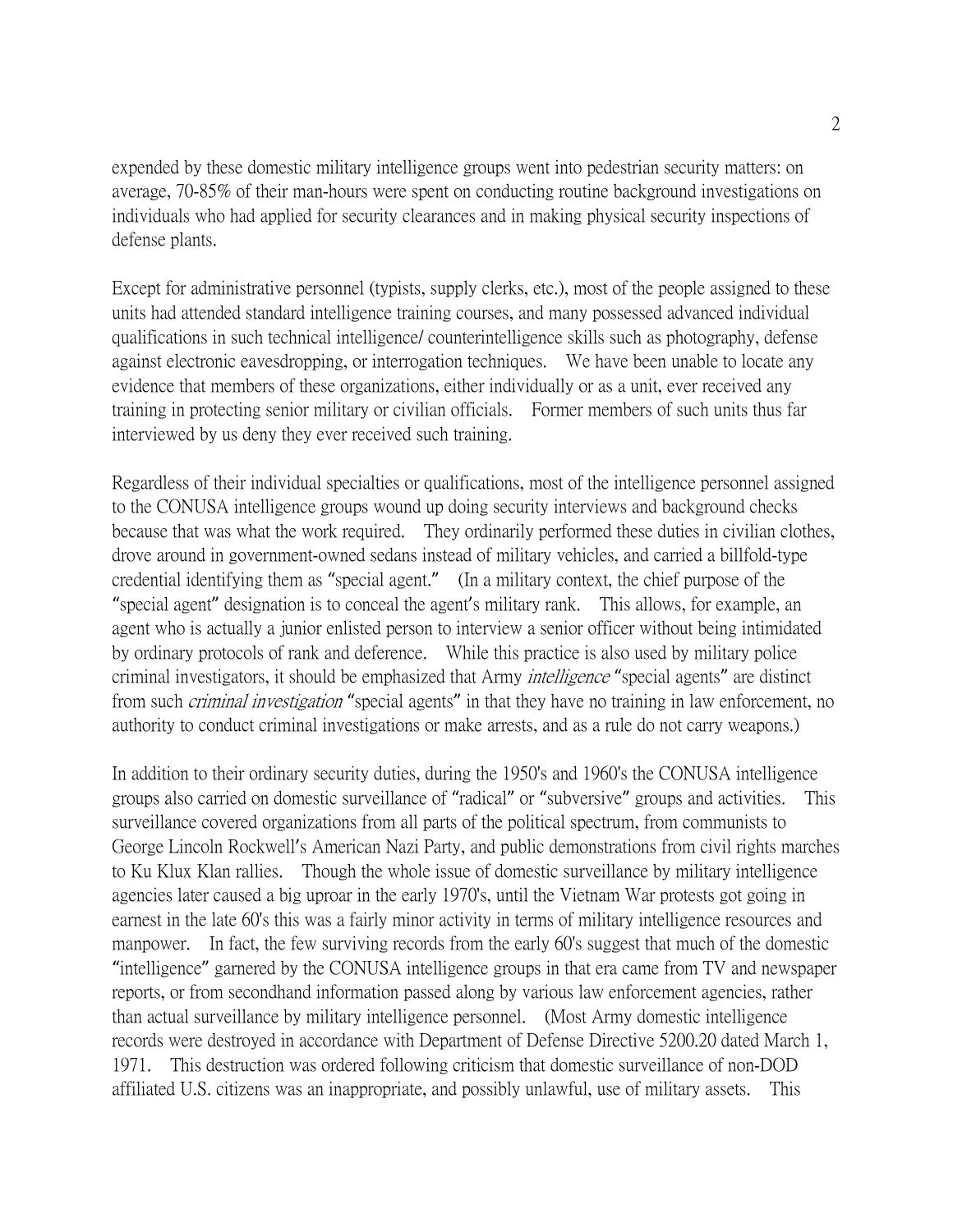expended by these domestic military intelligence groups went into pedestrian security matters: on average, 70-85% of their man-hours were spent on conducting routine background investigations on individuals who had applied for security clearances and in making physical security inspections of defense plants.

Except for administrative personnel (typists, supply clerks, etc.), most of the people assigned to these units had attended standard intelligence training courses, and many possessed advanced individual qualifications in such technical intelligence/ counterintelligence skills such as photography, defense against electronic eavesdropping, or interrogation techniques. We have been unable to locate any evidence that members of these organizations, either individually or as a unit, ever received any training in protecting senior military or civilian officials. Former members of such units thus far interviewed by us deny they ever received such training.

Regardless of their individual specialties or qualifications, most of the intelligence personnel assigned to the CONUSA intelligence groups wound up doing security interviews and background checks because that was what the work required. They ordinarily performed these duties in civilian clothes, drove around in government-owned sedans instead of military vehicles, and carried a billfold-type credential identifying them as "special agent." (In a military context, the chief purpose of the "special agent" designation is to conceal the agent's military rank. This allows, for example, an agent who is actually a junior enlisted person to interview a senior officer without being intimidated by ordinary protocols of rank and deference. While this practice is also used by military police criminal investigators, it should be emphasized that Army *intelligence* "special agents" are distinct from such *criminal investigation* "special agents" in that they have no training in law enforcement, no authority to conduct criminal investigations or make arrests, and as a rule do not carry weapons.)

In addition to their ordinary security duties, during the 1950's and 1960's the CONUSA intelligence groups also carried on domestic surveillance of "radical" or "subversive" groups and activities. This surveillance covered organizations from all parts of the political spectrum, from communists to George Lincoln Rockwell's American Nazi Party, and public demonstrations from civil rights marches to Ku Klux Klan rallies. Though the whole issue of domestic surveillance by military intelligence agencies later caused a big uproar in the early 1970's, until the Vietnam War protests got going in earnest in the late 60's this was a fairly minor activity in terms of military intelligence resources and manpower. In fact, the few surviving records from the early 60's suggest that much of the domestic "intelligence" garnered by the CONUSA intelligence groups in that era came from TV and newspaper reports, or from secondhand information passed along by various law enforcement agencies, rather than actual surveillance by military intelligence personnel. (Most Army domestic intelligence records were destroyed in accordance with Department of Defense Directive 5200.20 dated March 1, 1971. This destruction was ordered following criticism that domestic surveillance of non-DOD affiliated U.S. citizens was an inappropriate, and possibly unlawful, use of military assets. This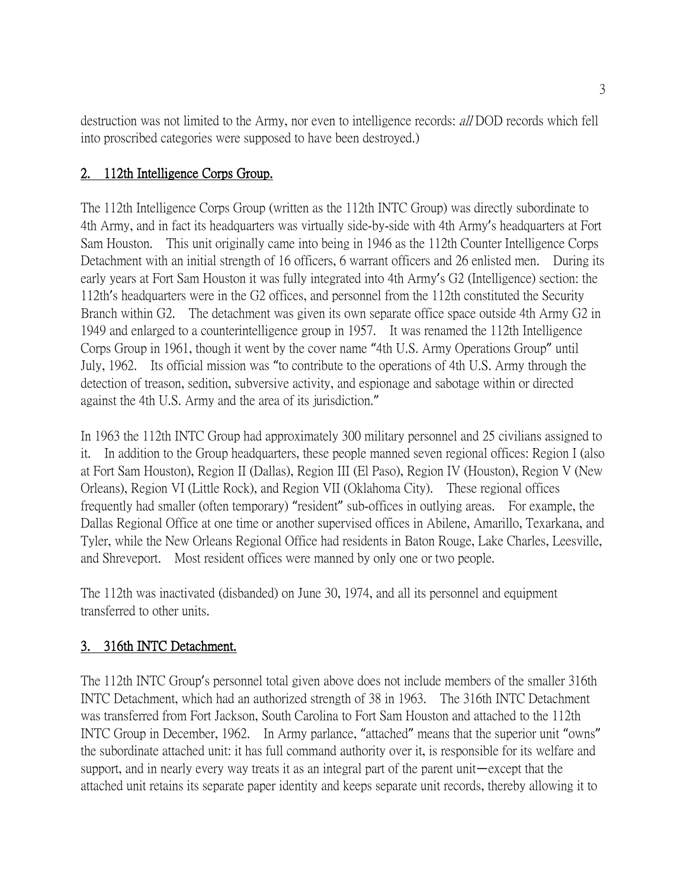destruction was not limited to the Army, nor even to intelligence records: *all* DOD records which fell into proscribed categories were supposed to have been destroyed.)

## 2. 112th Intelligence Corps Group.

The 112th Intelligence Corps Group (written as the 112th INTC Group) was directly subordinate to 4th Army, and in fact its headquarters was virtually side-by-side with 4th Army's headquarters at Fort Sam Houston. This unit originally came into being in 1946 as the 112th Counter Intelligence Corps Detachment with an initial strength of 16 officers, 6 warrant officers and 26 enlisted men. During its early years at Fort Sam Houston it was fully integrated into 4th Army's G2 (Intelligence) section: the 112th's headquarters were in the G2 offices, and personnel from the 112th constituted the Security Branch within G2. The detachment was given its own separate office space outside 4th Army G2 in 1949 and enlarged to a counterintelligence group in 1957. It was renamed the 112th Intelligence Corps Group in 1961, though it went by the cover name "4th U.S. Army Operations Group" until July, 1962. Its official mission was "to contribute to the operations of 4th U.S. Army through the detection of treason, sedition, subversive activity, and espionage and sabotage within or directed against the 4th U.S. Army and the area of its jurisdiction."

In 1963 the 112th INTC Group had approximately 300 military personnel and 25 civilians assigned to it. In addition to the Group headquarters, these people manned seven regional offices: Region I (also at Fort Sam Houston), Region II (Dallas), Region III (El Paso), Region IV (Houston), Region V (New Orleans), Region VI (Little Rock), and Region VII (Oklahoma City). These regional offices frequently had smaller (often temporary) "resident" sub-offices in outlying areas. For example, the Dallas Regional Office at one time or another supervised offices in Abilene, Amarillo, Texarkana, and Tyler, while the New Orleans Regional Office had residents in Baton Rouge, Lake Charles, Leesville, and Shreveport. Most resident offices were manned by only one or two people.

The 112th was inactivated (disbanded) on June 30, 1974, and all its personnel and equipment transferred to other units.

## 3. 316th INTC Detachment.

The 112th INTC Group's personnel total given above does not include members of the smaller 316th INTC Detachment, which had an authorized strength of 38 in 1963. The 316th INTC Detachment was transferred from Fort Jackson, South Carolina to Fort Sam Houston and attached to the 112th INTC Group in December, 1962. In Army parlance, "attached" means that the superior unit "owns" the subordinate attached unit: it has full command authority over it, is responsible for its welfare and support, and in nearly every way treats it as an integral part of the parent unit—except that the attached unit retains its separate paper identity and keeps separate unit records, thereby allowing it to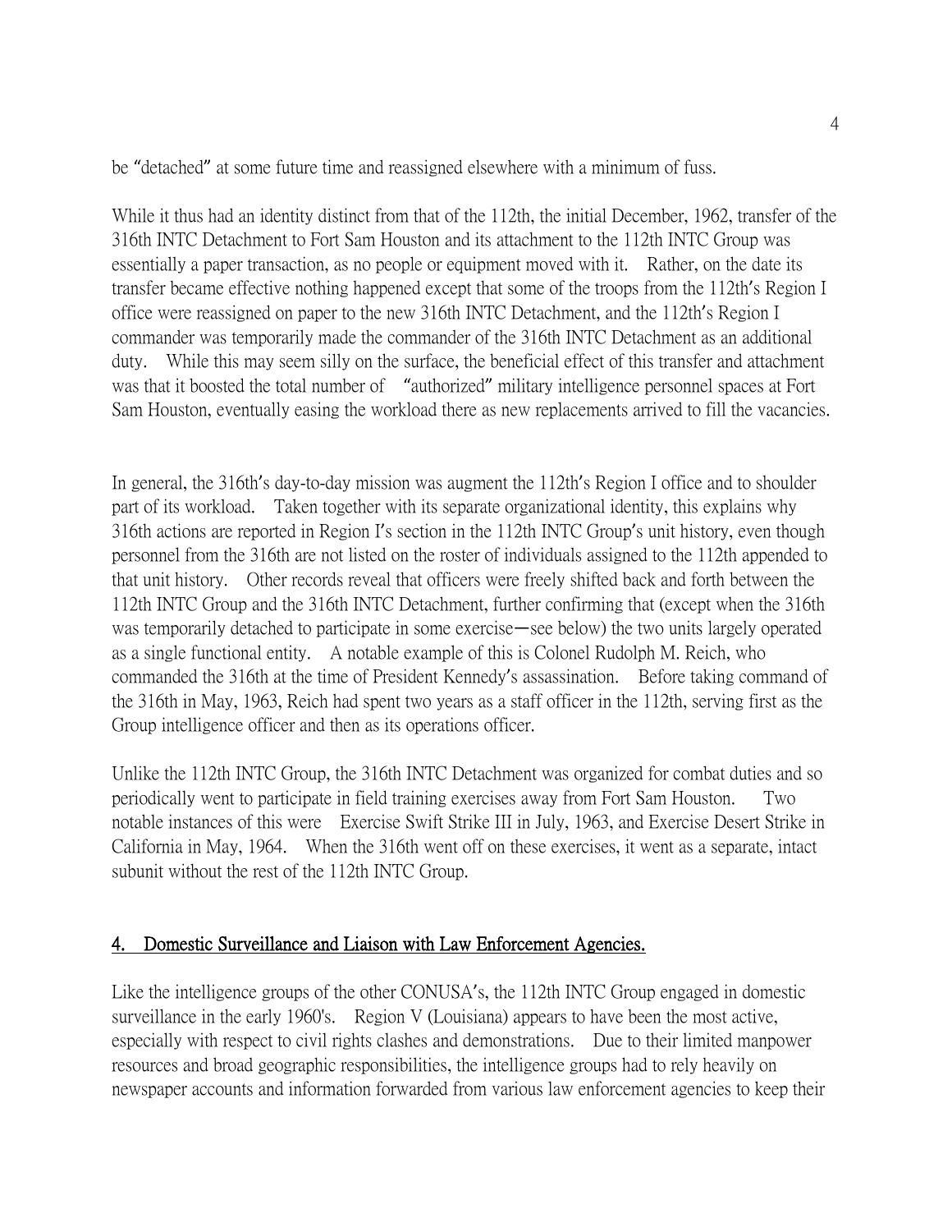be "detached" at some future time and reassigned elsewhere with a minimum of fuss.

While it thus had an identity distinct from that of the 112th, the initial December, 1962, transfer of the 316th INTC Detachment to Fort Sam Houston and its attachment to the 112th INTC Group was essentially a paper transaction, as no people or equipment moved with it. Rather, on the date its transfer became effective nothing happened except that some of the troops from the 112th's Region I office were reassigned on paper to the new 316th INTC Detachment, and the 112th's Region I commander was temporarily made the commander of the 316th INTC Detachment as an additional duty. While this may seem silly on the surface, the beneficial effect of this transfer and attachment was that it boosted the total number of "authorized" military intelligence personnel spaces at Fort Sam Houston, eventually easing the workload there as new replacements arrived to fill the vacancies.

In general, the 316th's day-to-day mission was augment the 112th's Region I office and to shoulder part of its workload. Taken together with its separate organizational identity, this explains why 316th actions are reported in Region I's section in the 112th INTC Group's unit history, even though personnel from the 316th are not listed on the roster of individuals assigned to the 112th appended to that unit history. Other records reveal that officers were freely shifted back and forth between the 112th INTC Group and the 316th INTC Detachment, further confirming that (except when the 316th was temporarily detached to participate in some exercise—see below) the two units largely operated as a single functional entity. A notable example of this is Colonel Rudolph M. Reich, who commanded the 316th at the time of President Kennedy's assassination. Before taking command of the 316th in May, 1963, Reich had spent two years as a staff officer in the 112th, serving first as the Group intelligence officer and then as its operations officer.

Unlike the 112th INTC Group, the 316th INTC Detachment was organized for combat duties and so periodically went to participate in field training exercises away from Fort Sam Houston. Two notable instances of this were Exercise Swift Strike III in July, 1963, and Exercise Desert Strike in California in May, 1964. When the 316th went off on these exercises, it went as a separate, intact subunit without the rest of the 112th INTC Group.

## 4. Domestic Surveillance and Liaison with Law Enforcement Agencies.

Like the intelligence groups of the other CONUSA's, the 112th INTC Group engaged in domestic surveillance in the early 1960's. Region V (Louisiana) appears to have been the most active, especially with respect to civil rights clashes and demonstrations. Due to their limited manpower resources and broad geographic responsibilities, the intelligence groups had to rely heavily on newspaper accounts and information forwarded from various law enforcement agencies to keep their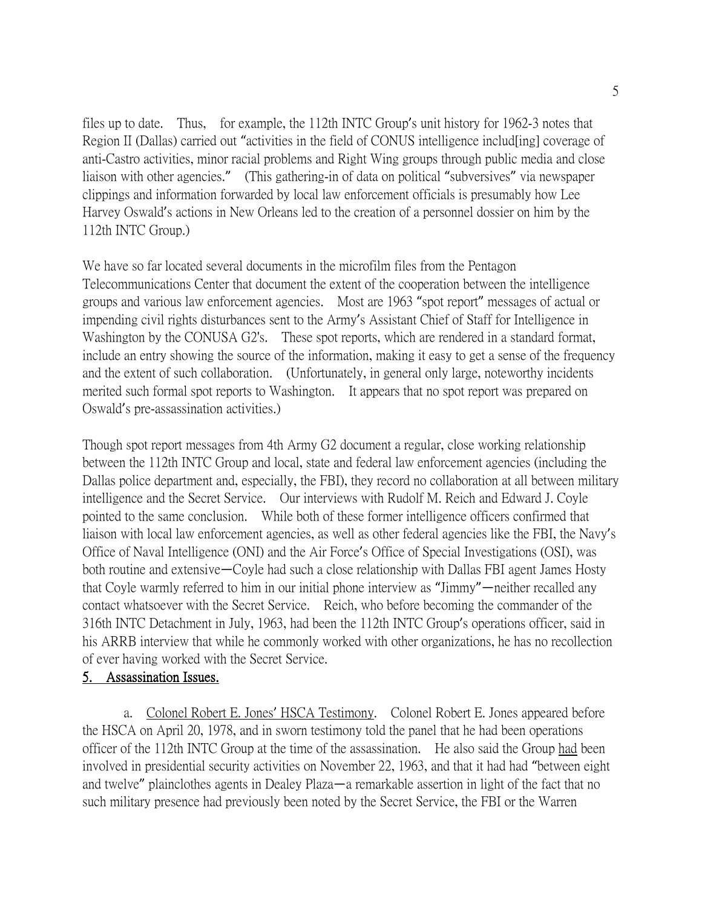files up to date. Thus, for example, the 112th INTC Group's unit history for 1962-3 notes that Region II (Dallas) carried out "activities in the field of CONUS intelligence includ[ing] coverage of anti-Castro activities, minor racial problems and Right Wing groups through public media and close liaison with other agencies." (This gathering-in of data on political "subversives" via newspaper clippings and information forwarded by local law enforcement officials is presumably how Lee Harvey Oswald's actions in New Orleans led to the creation of a personnel dossier on him by the 112th INTC Group.)

We have so far located several documents in the microfilm files from the Pentagon Telecommunications Center that document the extent of the cooperation between the intelligence groups and various law enforcement agencies. Most are 1963 "spot report" messages of actual or impending civil rights disturbances sent to the Army's Assistant Chief of Staff for Intelligence in Washington by the CONUSA G2's. These spot reports, which are rendered in a standard format, include an entry showing the source of the information, making it easy to get a sense of the frequency and the extent of such collaboration. (Unfortunately, in general only large, noteworthy incidents merited such formal spot reports to Washington. It appears that no spot report was prepared on Oswald's pre-assassination activities.)

Though spot report messages from 4th Army G2 document a regular, close working relationship between the 112th INTC Group and local, state and federal law enforcement agencies (including the Dallas police department and, especially, the FBI), they record no collaboration at all between military intelligence and the Secret Service. Our interviews with Rudolf M. Reich and Edward J. Coyle pointed to the same conclusion. While both of these former intelligence officers confirmed that liaison with local law enforcement agencies, as well as other federal agencies like the FBI, the Navy's Office of Naval Intelligence (ONI) and the Air Force's Office of Special Investigations (OSI), was both routine and extensive—Coyle had such a close relationship with Dallas FBI agent James Hosty that Coyle warmly referred to him in our initial phone interview as "Jimmy"—neither recalled any contact whatsoever with the Secret Service. Reich, who before becoming the commander of the 316th INTC Detachment in July, 1963, had been the 112th INTC Group's operations officer, said in his ARRB interview that while he commonly worked with other organizations, he has no recollection of ever having worked with the Secret Service.

## 5. Assassination Issues.

a. Colonel Robert E. Jones' HSCA Testimony. Colonel Robert E. Jones appeared before the HSCA on April 20, 1978, and in sworn testimony told the panel that he had been operations officer of the 112th INTC Group at the time of the assassination. He also said the Group had been involved in presidential security activities on November 22, 1963, and that it had had "between eight and twelve" plainclothes agents in Dealey Plaza—a remarkable assertion in light of the fact that no such military presence had previously been noted by the Secret Service, the FBI or the Warren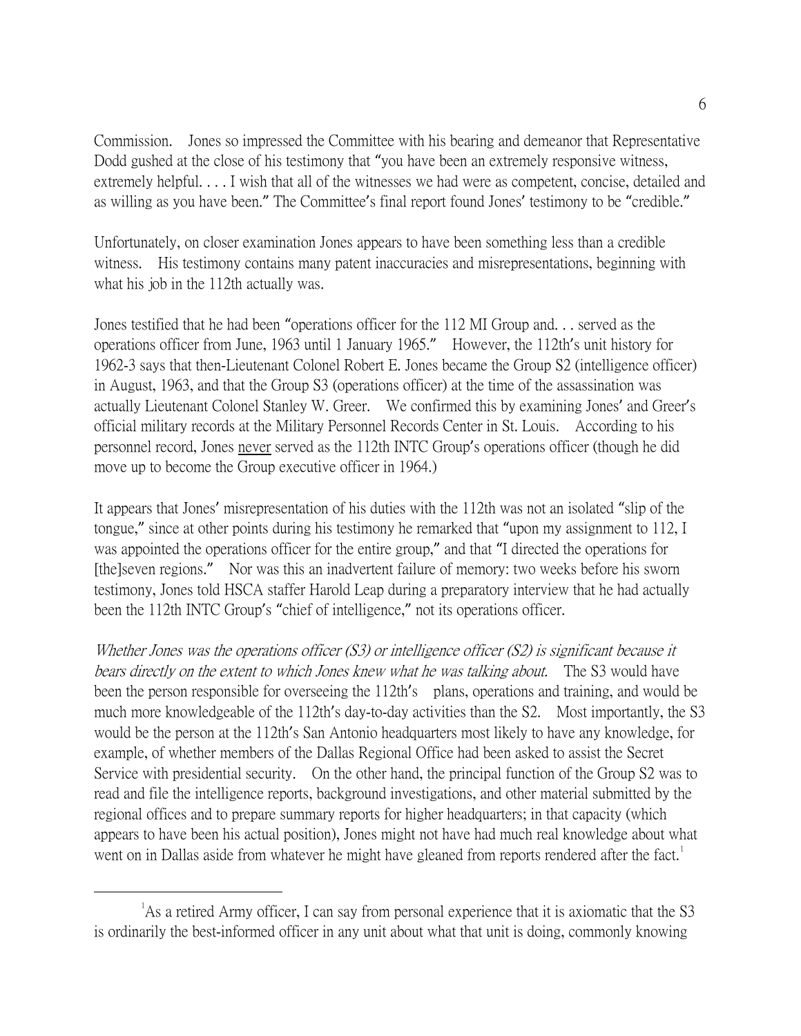Commission. Jones so impressed the Committee with his bearing and demeanor that Representative Dodd gushed at the close of his testimony that "you have been an extremely responsive witness, extremely helpful. . . . I wish that all of the witnesses we had were as competent, concise, detailed and as willing as you have been." The Committee's final report found Jones' testimony to be "credible."

Unfortunately, on closer examination Jones appears to have been something less than a credible witness. His testimony contains many patent inaccuracies and misrepresentations, beginning with what his job in the 112th actually was.

Jones testified that he had been "operations officer for the 112 MI Group and. . . served as the operations officer from June, 1963 until 1 January 1965." However, the 112th's unit history for 1962-3 says that then-Lieutenant Colonel Robert E. Jones became the Group S2 (intelligence officer) in August, 1963, and that the Group S3 (operations officer) at the time of the assassination was actually Lieutenant Colonel Stanley W. Greer. We confirmed this by examining Jones' and Greer's official military records at the Military Personnel Records Center in St. Louis. According to his personnel record, Jones <u>never</u> served as the 112th INTC Group's operations officer (though he did move up to become the Group executive officer in 1964.)

It appears that Jones' misrepresentation of his duties with the 112th was not an isolated "slip of the tongue," since at other points during his testimony he remarked that "upon my assignment to 112, I was appointed the operations officer for the entire group," and that "I directed the operations for [the]seven regions." Nor was this an inadvertent failure of memory: two weeks before his sworn testimony, Jones told HSCA staffer Harold Leap during a preparatory interview that he had actually been the 112th INTC Group's "chief of intelligence," not its operations officer.

*Whether Jones was the operations officer (S3) or intelligence officer (S2) is significant because it bears directly on the extent to which Jones knew what he was talking about.* The S3 would have been the person responsible for overseeing the 112th's plans, operations and training, and would be much more knowledgeable of the 112th's day-to-day activities than the S2. Most importantly, the S3 would be the person at the 112th's San Antonio headquarters most likely to have any knowledge, for example, of whether members of the Dallas Regional Office had been asked to assist the Secret Service with presidential security. On the other hand, the principal function of the Group S2 was to read and file the intelligence reports, background investigations, and other material submitted by the regional offices and to prepare summary reports for higher headquarters; in that capacity (which appears to have been his actual position), Jones might not have had much real knowledge about what went on in Dallas aside from whatever he might have gleaned from reports rendered after the fact.[1]

---

[1] As a retired Army officer, I can say from personal experience that it is axiomatic that the S3 is ordinarily the best-informed officer in any unit about what that unit is doing, commonly knowing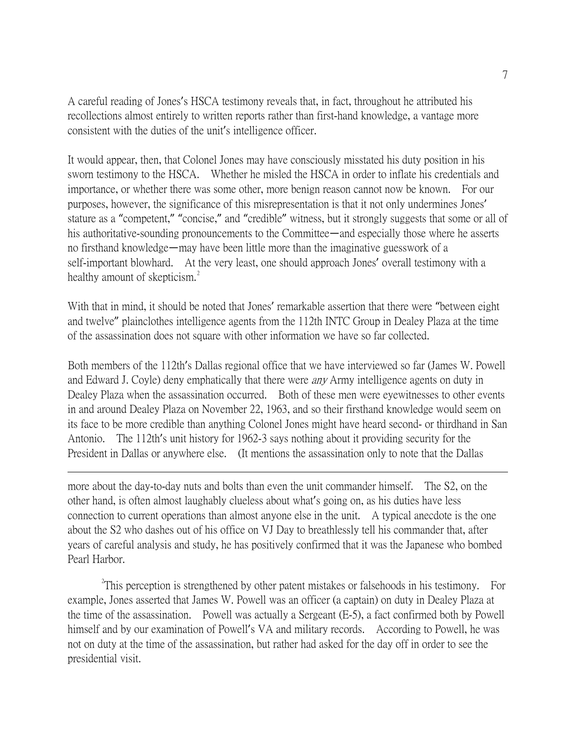A careful reading of Jones's HSCA testimony reveals that, in fact, throughout he attributed his recollections almost entirely to written reports rather than first-hand knowledge, a vantage more consistent with the duties of the unit's intelligence officer.

It would appear, then, that Colonel Jones may have consciously misstated his duty position in his sworn testimony to the HSCA. Whether he misled the HSCA in order to inflate his credentials and importance, or whether there was some other, more benign reason cannot now be known. For our purposes, however, the significance of this misrepresentation is that it not only undermines Jones' stature as a "competent," "concise," and "credible" witness, but it strongly suggests that some or all of his authoritative-sounding pronouncements to the Committee—and especially those where he asserts no firsthand knowledge—may have been little more than the imaginative guesswork of a self-important blowhard. At the very least, one should approach Jones' overall testimony with a healthy amount of skepticism.[2]

With that in mind, it should be noted that Jones' remarkable assertion that there were "between eight and twelve" plainclothes intelligence agents from the 112th INTC Group in Dealey Plaza at the time of the assassination does not square with other information we have so far collected.

Both members of the 112th's Dallas regional office that we have interviewed so far (James W. Powell and Edward J. Coyle) deny emphatically that there were *any* Army intelligence agents on duty in Dealey Plaza when the assassination occurred. Both of these men were eyewitnesses to other events in and around Dealey Plaza on November 22, 1963, and so their firsthand knowledge would seem on its face to be more credible than anything Colonel Jones might have heard second- or thirdhand in San Antonio. The 112th's unit history for 1962-3 says nothing about it providing security for the President in Dallas or anywhere else. (It mentions the assassination only to note that the Dallas

---

more about the day-to-day nuts and bolts than even the unit commander himself. The S2, on the other hand, is often almost laughably clueless about what's going on, as his duties have less connection to current operations than almost anyone else in the unit. A typical anecdote is the one about the S2 who dashes out of his office on VJ Day to breathlessly tell his commander that, after years of careful analysis and study, he has positively confirmed that it was the Japanese who bombed Pearl Harbor.

[2]This perception is strengthened by other patent mistakes or falsehoods in his testimony. For example, Jones asserted that James W. Powell was an officer (a captain) on duty in Dealey Plaza at the time of the assassination. Powell was actually a Sergeant (E-5), a fact confirmed both by Powell himself and by our examination of Powell's VA and military records. According to Powell, he was not on duty at the time of the assassination, but rather had asked for the day off in order to see the presidential visit.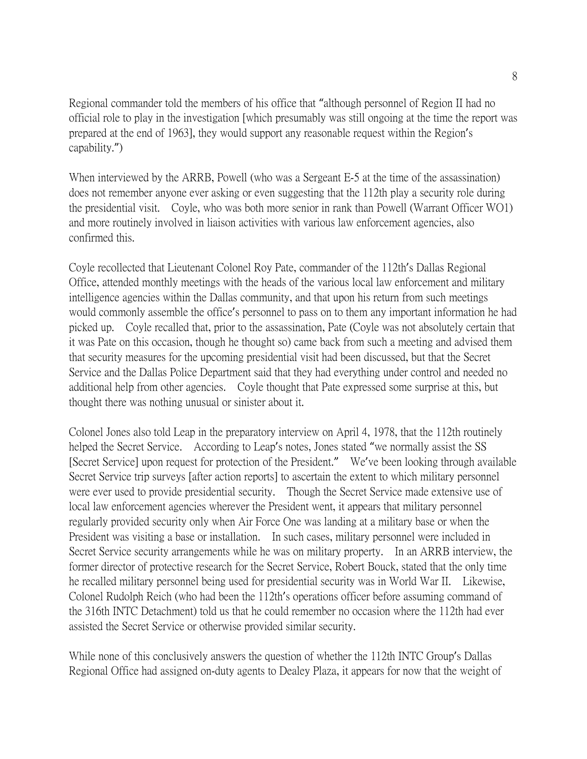Regional commander told the members of his office that "although personnel of Region II had no official role to play in the investigation [which presumably was still ongoing at the time the report was prepared at the end of 1963], they would support any reasonable request within the Region's capability.")

When interviewed by the ARRB, Powell (who was a Sergeant E-5 at the time of the assassination) does not remember anyone ever asking or even suggesting that the 112th play a security role during the presidential visit. Coyle, who was both more senior in rank than Powell (Warrant Officer WO1) and more routinely involved in liaison activities with various law enforcement agencies, also confirmed this.

Coyle recollected that Lieutenant Colonel Roy Pate, commander of the 112th's Dallas Regional Office, attended monthly meetings with the heads of the various local law enforcement and military intelligence agencies within the Dallas community, and that upon his return from such meetings would commonly assemble the office's personnel to pass on to them any important information he had picked up. Coyle recalled that, prior to the assassination, Pate (Coyle was not absolutely certain that it was Pate on this occasion, though he thought so) came back from such a meeting and advised them that security measures for the upcoming presidential visit had been discussed, but that the Secret Service and the Dallas Police Department said that they had everything under control and needed no additional help from other agencies. Coyle thought that Pate expressed some surprise at this, but thought there was nothing unusual or sinister about it.

Colonel Jones also told Leap in the preparatory interview on April 4, 1978, that the 112th routinely helped the Secret Service. According to Leap's notes, Jones stated "we normally assist the SS [Secret Service] upon request for protection of the President." We've been looking through available Secret Service trip surveys [after action reports] to ascertain the extent to which military personnel were ever used to provide presidential security. Though the Secret Service made extensive use of local law enforcement agencies wherever the President went, it appears that military personnel regularly provided security only when Air Force One was landing at a military base or when the President was visiting a base or installation. In such cases, military personnel were included in Secret Service security arrangements while he was on military property. In an ARRB interview, the former director of protective research for the Secret Service, Robert Bouck, stated that the only time he recalled military personnel being used for presidential security was in World War II. Likewise, Colonel Rudolph Reich (who had been the 112th's operations officer before assuming command of the 316th INTC Detachment) told us that he could remember no occasion where the 112th had ever assisted the Secret Service or otherwise provided similar security.

While none of this conclusively answers the question of whether the 112th INTC Group's Dallas Regional Office had assigned on-duty agents to Dealey Plaza, it appears for now that the weight of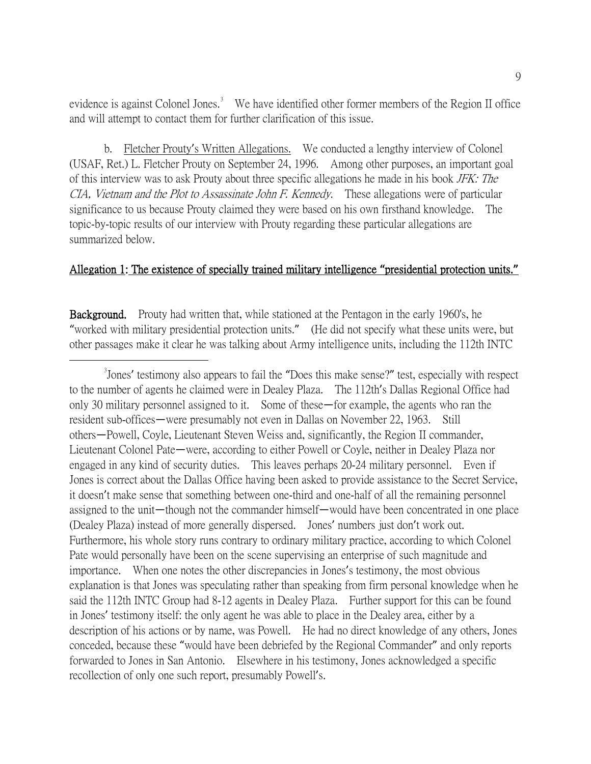evidence is against Colonel Jones.[3] We have identified other former members of the Region II office and will attempt to contact them for further clarification of this issue.

b. Fletcher Prouty's Written Allegations. We conducted a lengthy interview of Colonel (USAF, Ret.) L. Fletcher Prouty on September 24, 1996. Among other purposes, an important goal of this interview was to ask Prouty about three specific allegations he made in his book *JFK: The CIA, Vietnam and the Plot to Assassinate John F. Kennedy*. These allegations were of particular significance to us because Prouty claimed they were based on his own firsthand knowledge. The topic-by-topic results of our interview with Prouty regarding these particular allegations are summarized below.

**Allegation 1: The existence of specially trained military intelligence "presidential protection units."**

**Background.** Prouty had written that, while stationed at the Pentagon in the early 1960's, he "worked with military presidential protection units." (He did not specify what these units were, but other passages make it clear he was talking about Army intelligence units, including the 112th INTC

---

[3] Jones' testimony also appears to fail the "Does this make sense?" test, especially with respect to the number of agents he claimed were in Dealey Plaza. The 112th's Dallas Regional Office had only 30 military personnel assigned to it. Some of these—for example, the agents who ran the resident sub-offices—were presumably not even in Dallas on November 22, 1963. Still others—Powell, Coyle, Lieutenant Steven Weiss and, significantly, the Region II commander, Lieutenant Colonel Pate—were, according to either Powell or Coyle, neither in Dealey Plaza nor engaged in any kind of security duties. This leaves perhaps 20-24 military personnel. Even if Jones is correct about the Dallas Office having been asked to provide assistance to the Secret Service, it doesn't make sense that something between one-third and one-half of all the remaining personnel assigned to the unit—though not the commander himself—would have been concentrated in one place (Dealey Plaza) instead of more generally dispersed. Jones' numbers just don't work out. Furthermore, his whole story runs contrary to ordinary military practice, according to which Colonel Pate would personally have been on the scene supervising an enterprise of such magnitude and importance. When one notes the other discrepancies in Jones's testimony, the most obvious explanation is that Jones was speculating rather than speaking from firm personal knowledge when he said the 112th INTC Group had 8-12 agents in Dealey Plaza. Further support for this can be found in Jones' testimony itself: the only agent he was able to place in the Dealey area, either by a description of his actions or by name, was Powell. He had no direct knowledge of any others, Jones conceded, because these "would have been debriefed by the Regional Commander" and only reports forwarded to Jones in San Antonio. Elsewhere in his testimony, Jones acknowledged a specific recollection of only one such report, presumably Powell's.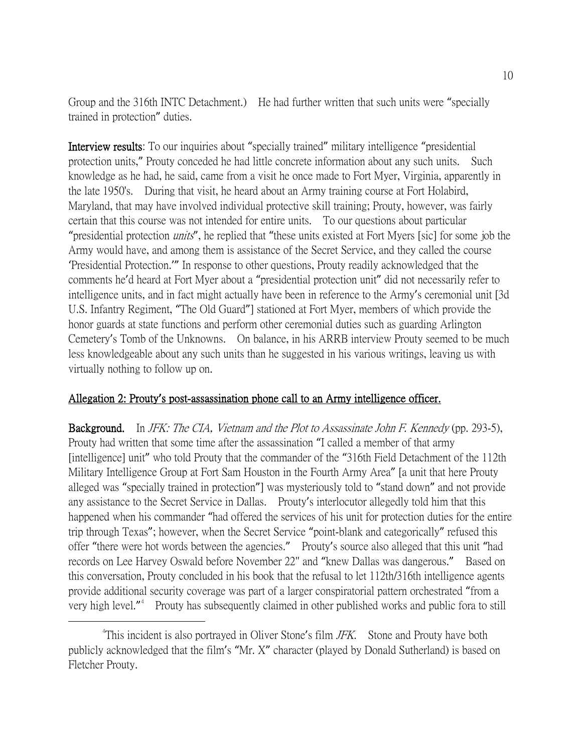Group and the 316th INTC Detachment.) He had further written that such units were "specially trained in protection" duties.

**Interview results**: To our inquiries about "specially trained" military intelligence "presidential protection units," Prouty conceded he had little concrete information about any such units. Such knowledge as he had, he said, came from a visit he once made to Fort Myer, Virginia, apparently in the late 1950's. During that visit, he heard about an Army training course at Fort Holabird, Maryland, that may have involved individual protective skill training; Prouty, however, was fairly certain that this course was not intended for entire units. To our questions about particular "presidential protection *units*", he replied that "these units existed at Fort Myers [sic] for some job the Army would have, and among them is assistance of the Secret Service, and they called the course 'Presidential Protection.'" In response to other questions, Prouty readily acknowledged that the comments he'd heard at Fort Myer about a "presidential protection unit" did not necessarily refer to intelligence units, and in fact might actually have been in reference to the Army's ceremonial unit [3d U.S. Infantry Regiment, "The Old Guard"] stationed at Fort Myer, members of which provide the honor guards at state functions and perform other ceremonial duties such as guarding Arlington Cemetery's Tomb of the Unknowns. On balance, in his ARRB interview Prouty seemed to be much less knowledgeable about any such units than he suggested in his various writings, leaving us with virtually nothing to follow up on.

## <u>Allegation 2: Prouty's post-assassination phone call to an Army intelligence officer.</u>

**Background.** In *JFK: The CIA, Vietnam and the Plot to Assassinate John F. Kennedy* (pp. 293-5), Prouty had written that some time after the assassination "I called a member of that army [intelligence] unit" who told Prouty that the commander of the "316th Field Detachment of the 112th Military Intelligence Group at Fort Sam Houston in the Fourth Army Area" [a unit that here Prouty alleged was "specially trained in protection"] was mysteriously told to "stand down" and not provide any assistance to the Secret Service in Dallas. Prouty's interlocutor allegedly told him that this happened when his commander "had offered the services of his unit for protection duties for the entire trip through Texas"; however, when the Secret Service "point-blank and categorically" refused this offer "there were hot words between the agencies." Prouty's source also alleged that this unit "had records on Lee Harvey Oswald before November 22" and "knew Dallas was dangerous." Based on this conversation, Prouty concluded in his book that the refusal to let 112th/316th intelligence agents provide additional security coverage was part of a larger conspiratorial pattern orchestrated "from a very high level."[4] Prouty has subsequently claimed in other published works and public fora to still

[4] This incident is also portrayed in Oliver Stone's film *JFK*. Stone and Prouty have both publicly acknowledged that the film's "Mr. X" character (played by Donald Sutherland) is based on Fletcher Prouty.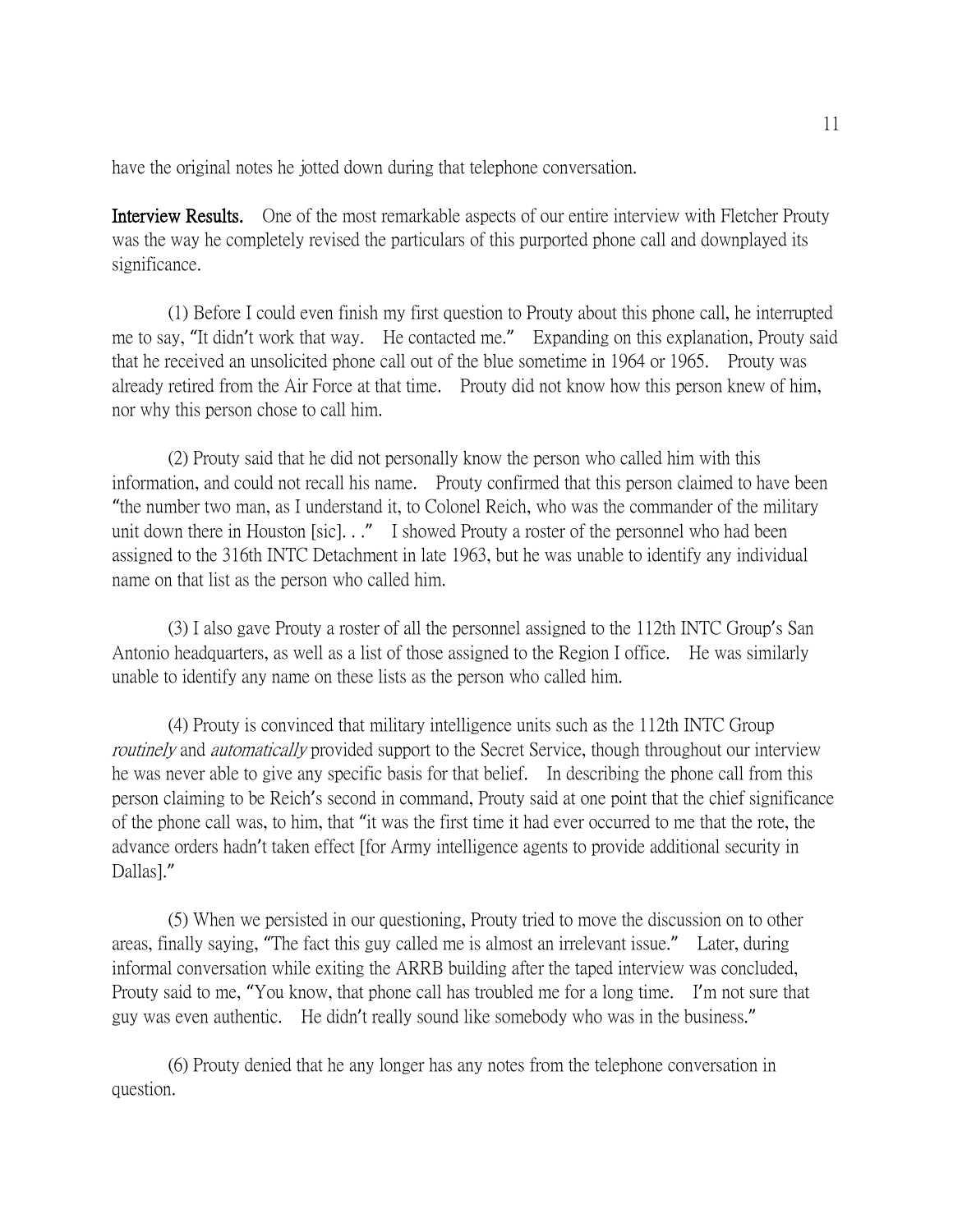have the original notes he jotted down during that telephone conversation.

**Interview Results.** One of the most remarkable aspects of our entire interview with Fletcher Prouty was the way he completely revised the particulars of this purported phone call and downplayed its significance.

(1) Before I could even finish my first question to Prouty about this phone call, he interrupted me to say, "It didn't work that way. He contacted me." Expanding on this explanation, Prouty said that he received an unsolicited phone call out of the blue sometime in 1964 or 1965. Prouty was already retired from the Air Force at that time. Prouty did not know how this person knew of him, nor why this person chose to call him.

(2) Prouty said that he did not personally know the person who called him with this information, and could not recall his name. Prouty confirmed that this person claimed to have been "the number two man, as I understand it, to Colonel Reich, who was the commander of the military unit down there in Houston [sic]. . ." I showed Prouty a roster of the personnel who had been assigned to the 316th INTC Detachment in late 1963, but he was unable to identify any individual name on that list as the person who called him.

(3) I also gave Prouty a roster of all the personnel assigned to the 112th INTC Group's San Antonio headquarters, as well as a list of those assigned to the Region I office. He was similarly unable to identify any name on these lists as the person who called him.

(4) Prouty is convinced that military intelligence units such as the 112th INTC Group *routinely* and *automatically* provided support to the Secret Service, though throughout our interview he was never able to give any specific basis for that belief. In describing the phone call from this person claiming to be Reich's second in command, Prouty said at one point that the chief significance of the phone call was, to him, that "it was the first time it had ever occurred to me that the rote, the advance orders hadn't taken effect [for Army intelligence agents to provide additional security in Dallas]."

(5) When we persisted in our questioning, Prouty tried to move the discussion on to other areas, finally saying, "The fact this guy called me is almost an irrelevant issue." Later, during informal conversation while exiting the ARRB building after the taped interview was concluded, Prouty said to me, "You know, that phone call has troubled me for a long time. I'm not sure that guy was even authentic. He didn't really sound like somebody who was in the business."

(6) Prouty denied that he any longer has any notes from the telephone conversation in question.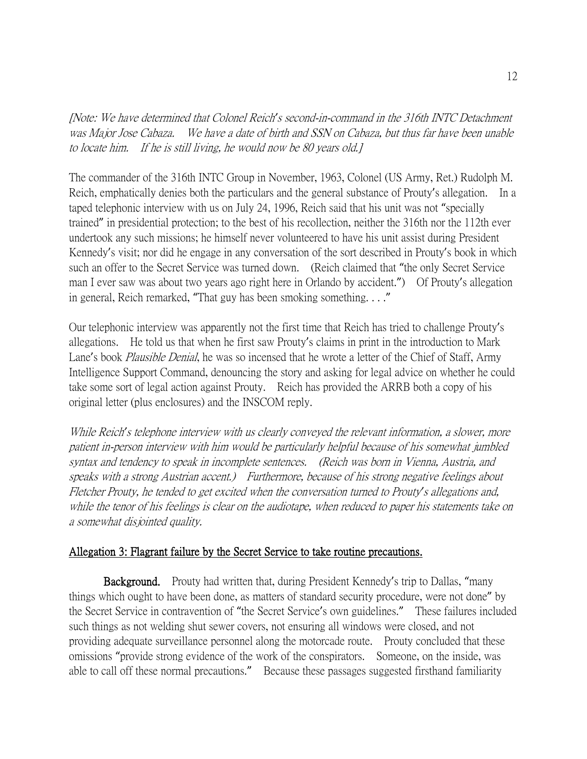*[Note: We have determined that Colonel Reich's second-in-command in the 316th INTC Detachment was Major Jose Cabaza. We have a date of birth and SSN on Cabaza, but thus far have been unable to locate him. If he is still living, he would now be 80 years old.]*

The commander of the 316th INTC Group in November, 1963, Colonel (US Army, Ret.) Rudolph M. Reich, emphatically denies both the particulars and the general substance of Prouty's allegation. In a taped telephonic interview with us on July 24, 1996, Reich said that his unit was not "specially trained" in presidential protection; to the best of his recollection, neither the 316th nor the 112th ever undertook any such missions; he himself never volunteered to have his unit assist during President Kennedy's visit; nor did he engage in any conversation of the sort described in Prouty's book in which such an offer to the Secret Service was turned down. (Reich claimed that "the only Secret Service man I ever saw was about two years ago right here in Orlando by accident.") Of Prouty's allegation in general, Reich remarked, "That guy has been smoking something. . . ."

Our telephonic interview was apparently not the first time that Reich has tried to challenge Prouty's allegations. He told us that when he first saw Prouty's claims in print in the introduction to Mark Lane's book *Plausible Denial*, he was so incensed that he wrote a letter of the Chief of Staff, Army Intelligence Support Command, denouncing the story and asking for legal advice on whether he could take some sort of legal action against Prouty. Reich has provided the ARRB both a copy of his original letter (plus enclosures) and the INSCOM reply.

*While Reich's telephone interview with us clearly conveyed the relevant information, a slower, more patient in-person interview with him would be particularly helpful because of his somewhat jumbled syntax and tendency to speak in incomplete sentences. (Reich was born in Vienna, Austria, and speaks with a strong Austrian accent.) Furthermore, because of his strong negative feelings about Fletcher Prouty, he tended to get excited when the conversation turned to Prouty's allegations and, while the tenor of his feelings is clear on the audiotape, when reduced to paper his statements take on a somewhat disjointed quality.*

## Allegation 3: Flagrant failure by the Secret Service to take routine precautions.

**Background.** Prouty had written that, during President Kennedy's trip to Dallas, "many things which ought to have been done, as matters of standard security procedure, were not done" by the Secret Service in contravention of "the Secret Service's own guidelines." These failures included such things as not welding shut sewer covers, not ensuring all windows were closed, and not providing adequate surveillance personnel along the motorcade route. Prouty concluded that these omissions "provide strong evidence of the work of the conspirators. Someone, on the inside, was able to call off these normal precautions." Because these passages suggested firsthand familiarity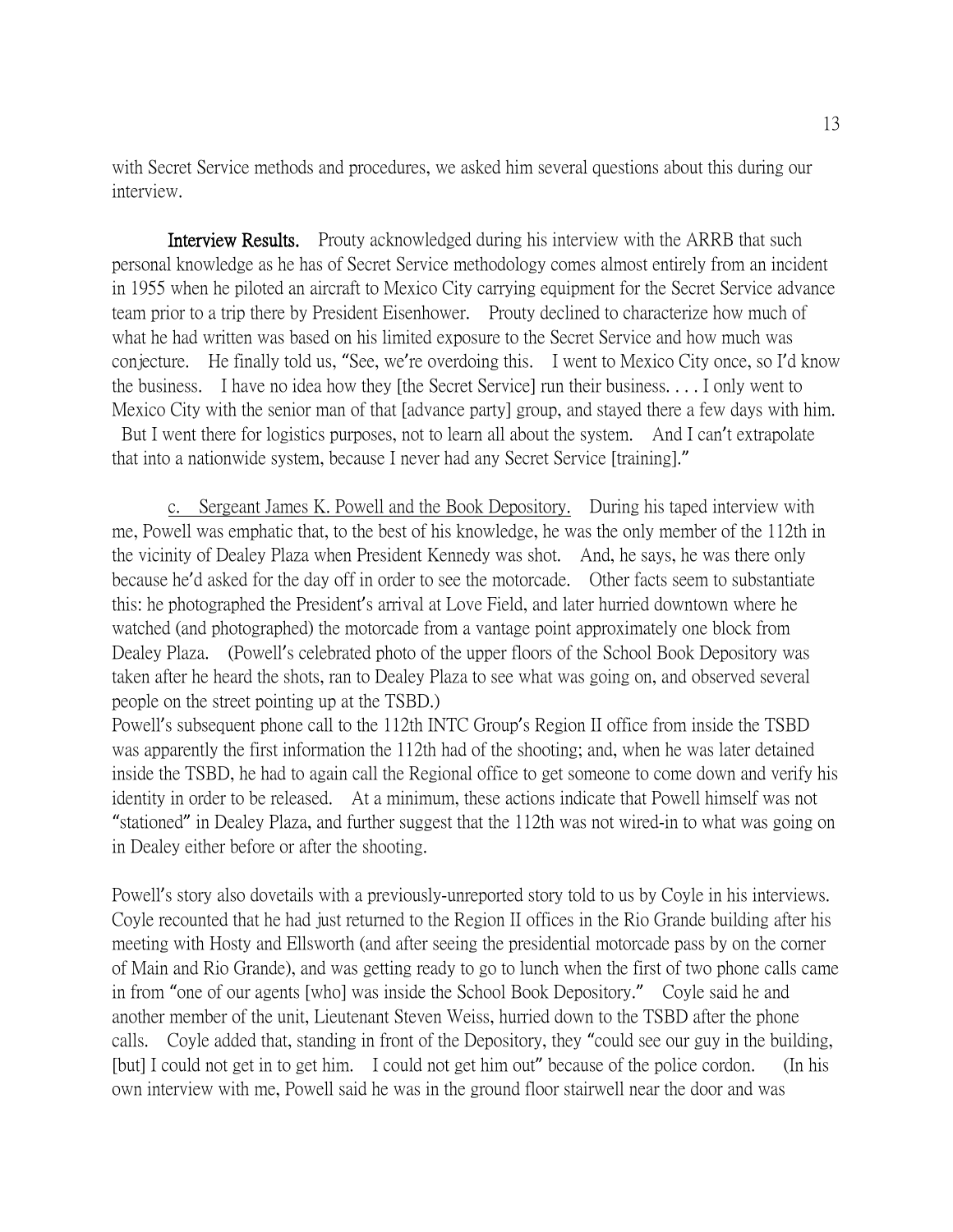with Secret Service methods and procedures, we asked him several questions about this during our interview.

**Interview Results.** Prouty acknowledged during his interview with the ARRB that such personal knowledge as he has of Secret Service methodology comes almost entirely from an incident in 1955 when he piloted an aircraft to Mexico City carrying equipment for the Secret Service advance team prior to a trip there by President Eisenhower. Prouty declined to characterize how much of what he had written was based on his limited exposure to the Secret Service and how much was conjecture. He finally told us, "See, we're overdoing this. I went to Mexico City once, so I'd know the business. I have no idea how they [the Secret Service] run their business. . . . I only went to Mexico City with the senior man of that [advance party] group, and stayed there a few days with him. But I went there for logistics purposes, not to learn all about the system. And I can't extrapolate that into a nationwide system, because I never had any Secret Service [training]."

c. <u>Sergeant James K. Powell and the Book Depository.</u> During his taped interview with me, Powell was emphatic that, to the best of his knowledge, he was the only member of the 112th in the vicinity of Dealey Plaza when President Kennedy was shot. And, he says, he was there only because he'd asked for the day off in order to see the motorcade. Other facts seem to substantiate this: he photographed the President's arrival at Love Field, and later hurried downtown where he watched (and photographed) the motorcade from a vantage point approximately one block from Dealey Plaza. (Powell's celebrated photo of the upper floors of the School Book Depository was taken after he heard the shots, ran to Dealey Plaza to see what was going on, and observed several people on the street pointing up at the TSBD.)
Powell's subsequent phone call to the 112th INTC Group's Region II office from inside the TSBD was apparently the first information the 112th had of the shooting; and, when he was later detained inside the TSBD, he had to again call the Regional office to get someone to come down and verify his identity in order to be released. At a minimum, these actions indicate that Powell himself was not "stationed" in Dealey Plaza, and further suggest that the 112th was not wired-in to what was going on in Dealey either before or after the shooting.

Powell's story also dovetails with a previously-unreported story told to us by Coyle in his interviews. Coyle recounted that he had just returned to the Region II offices in the Rio Grande building after his meeting with Hosty and Ellsworth (and after seeing the presidential motorcade pass by on the corner of Main and Rio Grande), and was getting ready to go to lunch when the first of two phone calls came in from "one of our agents [who] was inside the School Book Depository." Coyle said he and another member of the unit, Lieutenant Steven Weiss, hurried down to the TSBD after the phone calls. Coyle added that, standing in front of the Depository, they "could see our guy in the building, [but] I could not get in to get him. I could not get him out" because of the police cordon. (In his own interview with me, Powell said he was in the ground floor stairwell near the door and was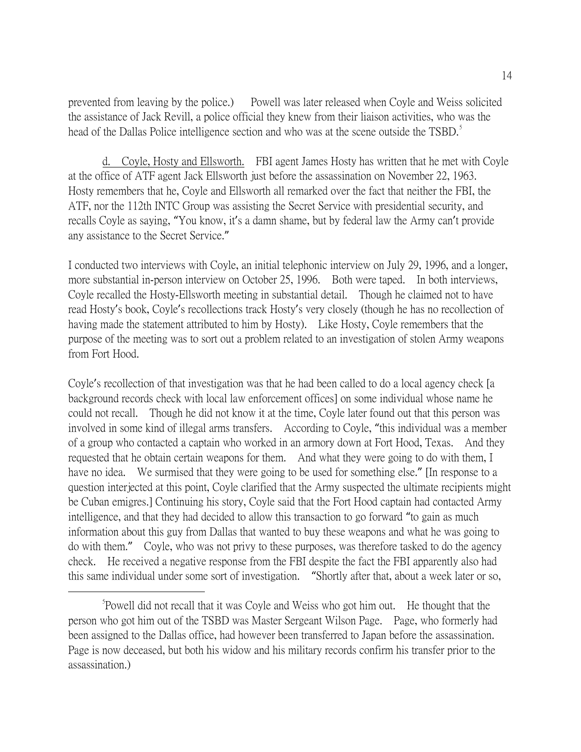prevented from leaving by the police.) Powell was later released when Coyle and Weiss solicited the assistance of Jack Revill, a police official they knew from their liaison activities, who was the head of the Dallas Police intelligence section and who was at the scene outside the TSBD.[5]

d. Coyle, Hosty and Ellsworth. FBI agent James Hosty has written that he met with Coyle at the office of ATF agent Jack Ellsworth just before the assassination on November 22, 1963. Hosty remembers that he, Coyle and Ellsworth all remarked over the fact that neither the FBI, the ATF, nor the 112th INTC Group was assisting the Secret Service with presidential security, and recalls Coyle as saying, "You know, it's a damn shame, but by federal law the Army can't provide any assistance to the Secret Service."

I conducted two interviews with Coyle, an initial telephonic interview on July 29, 1996, and a longer, more substantial in-person interview on October 25, 1996. Both were taped. In both interviews, Coyle recalled the Hosty-Ellsworth meeting in substantial detail. Though he claimed not to have read Hosty's book, Coyle's recollections track Hosty's very closely (though he has no recollection of having made the statement attributed to him by Hosty). Like Hosty, Coyle remembers that the purpose of the meeting was to sort out a problem related to an investigation of stolen Army weapons from Fort Hood.

Coyle's recollection of that investigation was that he had been called to do a local agency check [a background records check with local law enforcement offices] on some individual whose name he could not recall. Though he did not know it at the time, Coyle later found out that this person was involved in some kind of illegal arms transfers. According to Coyle, "this individual was a member of a group who contacted a captain who worked in an armory down at Fort Hood, Texas. And they requested that he obtain certain weapons for them. And what they were going to do with them, I have no idea. We surmised that they were going to be used for something else." [In response to a question interjected at this point, Coyle clarified that the Army suspected the ultimate recipients might be Cuban emigres.] Continuing his story, Coyle said that the Fort Hood captain had contacted Army intelligence, and that they had decided to allow this transaction to go forward "to gain as much information about this guy from Dallas that wanted to buy these weapons and what he was going to do with them." Coyle, who was not privy to these purposes, was therefore tasked to do the agency check. He received a negative response from the FBI despite the fact the FBI apparently also had this same individual under some sort of investigation. "Shortly after that, about a week later or so,

---

[5] Powell did not recall that it was Coyle and Weiss who got him out. He thought that the person who got him out of the TSBD was Master Sergeant Wilson Page. Page, who formerly had been assigned to the Dallas office, had however been transferred to Japan before the assassination. Page is now deceased, but both his widow and his military records confirm his transfer prior to the assassination.)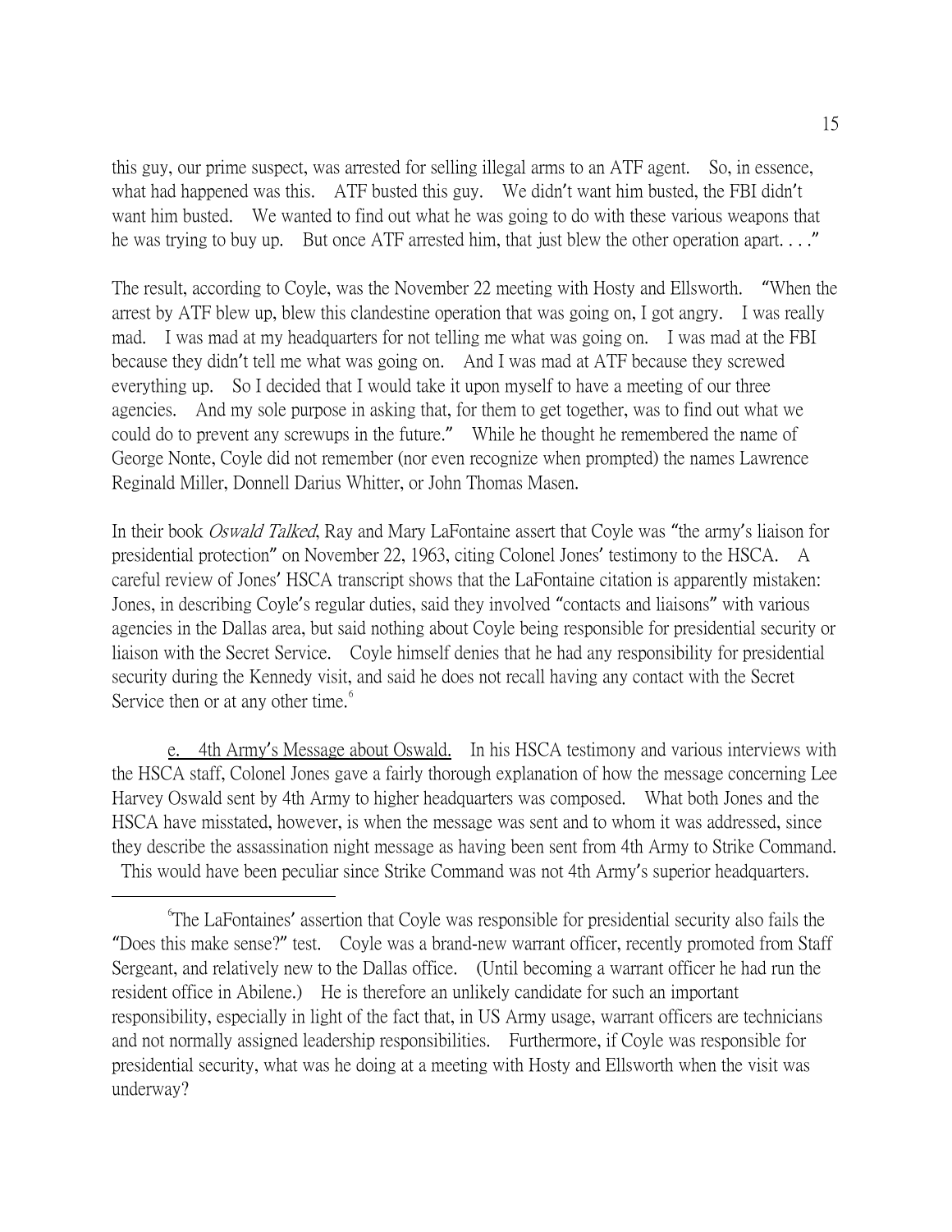this guy, our prime suspect, was arrested for selling illegal arms to an ATF agent. So, in essence, what had happened was this. ATF busted this guy. We didn't want him busted, the FBI didn't want him busted. We wanted to find out what he was going to do with these various weapons that he was trying to buy up. But once ATF arrested him, that just blew the other operation apart. . . ."

The result, according to Coyle, was the November 22 meeting with Hosty and Ellsworth. "When the arrest by ATF blew up, blew this clandestine operation that was going on, I got angry. I was really mad. I was mad at my headquarters for not telling me what was going on. I was mad at the FBI because they didn't tell me what was going on. And I was mad at ATF because they screwed everything up. So I decided that I would take it upon myself to have a meeting of our three agencies. And my sole purpose in asking that, for them to get together, was to find out what we could do to prevent any screwups in the future." While he thought he remembered the name of George Nonte, Coyle did not remember (nor even recognize when prompted) the names Lawrence Reginald Miller, Donnell Darius Whitter, or John Thomas Masen.

In their book *Oswald Talked*, Ray and Mary LaFontaine assert that Coyle was "the army's liaison for presidential protection" on November 22, 1963, citing Colonel Jones' testimony to the HSCA. A careful review of Jones' HSCA transcript shows that the LaFontaine citation is apparently mistaken: Jones, in describing Coyle's regular duties, said they involved "contacts and liaisons" with various agencies in the Dallas area, but said nothing about Coyle being responsible for presidential security or liaison with the Secret Service. Coyle himself denies that he had any responsibility for presidential security during the Kennedy visit, and said he does not recall having any contact with the Secret Service then or at any other time.[6]

<u>e. 4th Army's Message about Oswald.</u> In his HSCA testimony and various interviews with the HSCA staff, Colonel Jones gave a fairly thorough explanation of how the message concerning Lee Harvey Oswald sent by 4th Army to higher headquarters was composed. What both Jones and the HSCA have misstated, however, is when the message was sent and to whom it was addressed, since they describe the assassination night message as having been sent from 4th Army to Strike Command. This would have been peculiar since Strike Command was not 4th Army's superior headquarters.

---

[6] The LaFontaines' assertion that Coyle was responsible for presidential security also fails the "Does this make sense?" test. Coyle was a brand-new warrant officer, recently promoted from Staff Sergeant, and relatively new to the Dallas office. (Until becoming a warrant officer he had run the resident office in Abilene.) He is therefore an unlikely candidate for such an important responsibility, especially in light of the fact that, in US Army usage, warrant officers are technicians and not normally assigned leadership responsibilities. Furthermore, if Coyle was responsible for presidential security, what was he doing at a meeting with Hosty and Ellsworth when the visit was underway?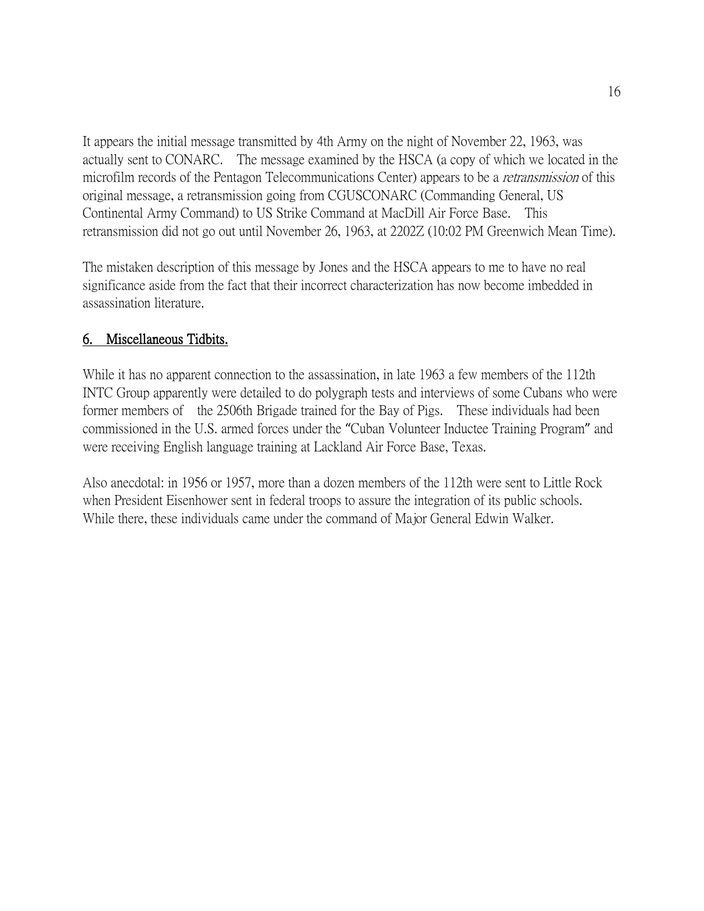It appears the initial message transmitted by 4th Army on the night of November 22, 1963, was actually sent to CONARC. The message examined by the HSCA (a copy of which we located in the microfilm records of the Pentagon Telecommunications Center) appears to be a *retransmission* of this original message, a retransmission going from CGUSCONARC (Commanding General, US Continental Army Command) to US Strike Command at MacDill Air Force Base. This retransmission did not go out until November 26, 1963, at 2202Z (10:02 PM Greenwich Mean Time).

The mistaken description of this message by Jones and the HSCA appears to me to have no real significance aside from the fact that their incorrect characterization has now become imbedded in assassination literature.

## 6. Miscellaneous Tidbits.

While it has no apparent connection to the assassination, in late 1963 a few members of the 112th INTC Group apparently were detailed to do polygraph tests and interviews of some Cubans who were former members of the 2506th Brigade trained for the Bay of Pigs. These individuals had been commissioned in the U.S. armed forces under the "Cuban Volunteer Inductee Training Program" and were receiving English language training at Lackland Air Force Base, Texas.

Also anecdotal: in 1956 or 1957, more than a dozen members of the 112th were sent to Little Rock when President Eisenhower sent in federal troops to assure the integration of its public schools. While there, these individuals came under the command of Major General Edwin Walker.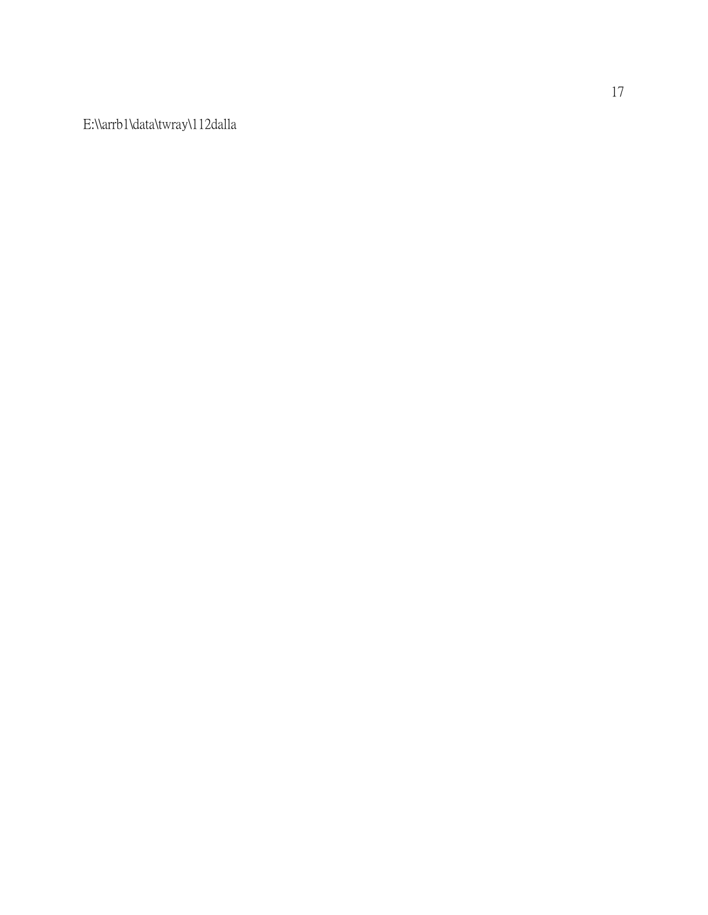E:\\arrb1\data\twray\112dalla